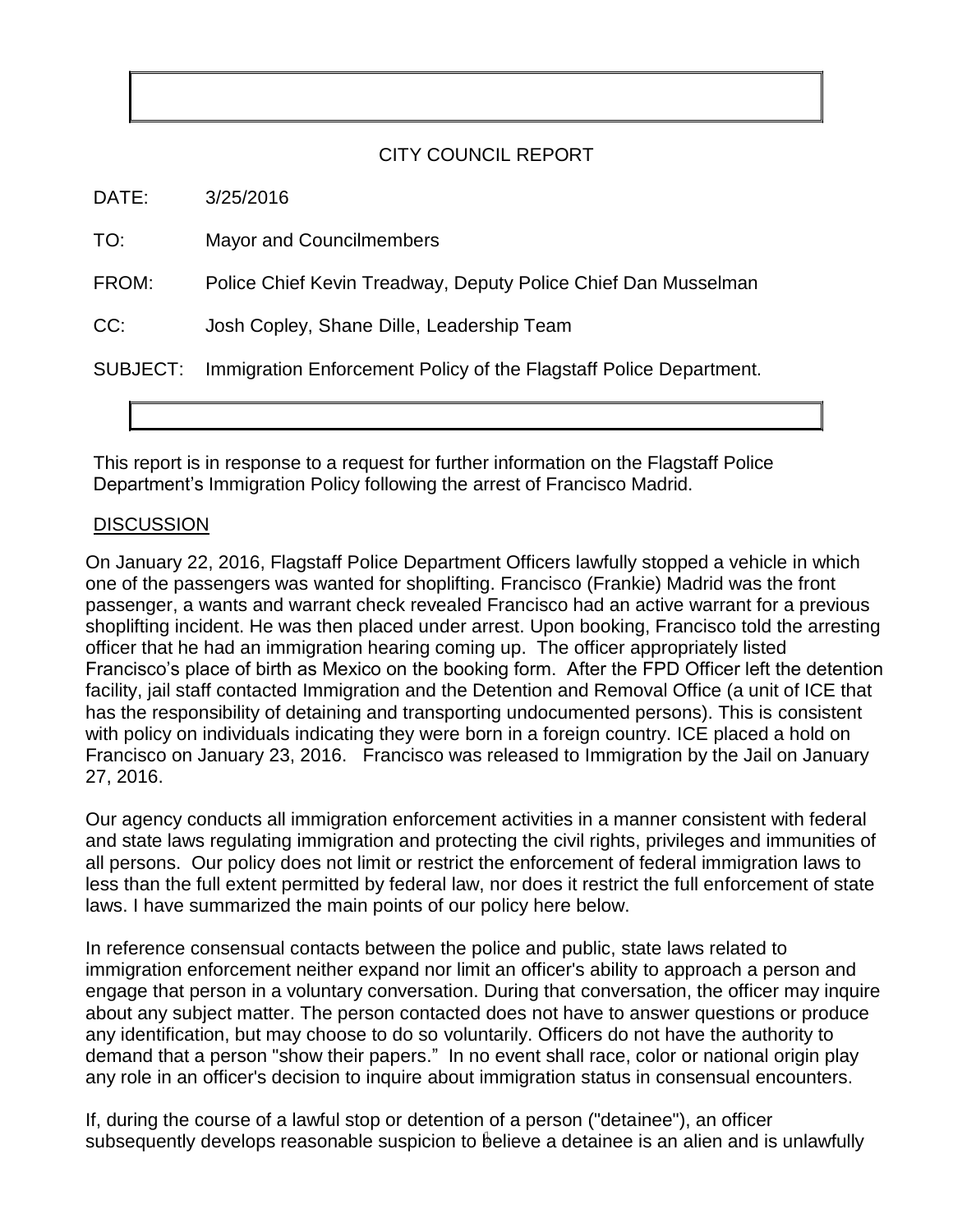# CITY COUNCIL REPORT

DATE: 3/25/2016

TO: Mayor and Councilmembers

FROM: Police Chief Kevin Treadway, Deputy Police Chief Dan Musselman

CC: Josh Copley, Shane Dille, Leadership Team

SUBJECT: Immigration Enforcement Policy of the Flagstaff Police Department.

This report is in response to a request for further information on the Flagstaff Police Department's Immigration Policy following the arrest of Francisco Madrid.

## DISCUSSION

On January 22, 2016, Flagstaff Police Department Officers lawfully stopped a vehicle in which one of the passengers was wanted for shoplifting. Francisco (Frankie) Madrid was the front passenger, a wants and warrant check revealed Francisco had an active warrant for a previous shoplifting incident. He was then placed under arrest. Upon booking, Francisco told the arresting officer that he had an immigration hearing coming up. The officer appropriately listed Francisco's place of birth as Mexico on the booking form. After the FPD Officer left the detention facility, jail staff contacted Immigration and the Detention and Removal Office (a unit of ICE that has the responsibility of detaining and transporting undocumented persons). This is consistent with policy on individuals indicating they were born in a foreign country. ICE placed a hold on Francisco on January 23, 2016. Francisco was released to Immigration by the Jail on January 27, 2016.

Our agency conducts all immigration enforcement activities in a manner consistent with federal and state laws regulating immigration and protecting the civil rights, privileges and immunities of all persons. Our policy does not limit or restrict the enforcement of federal immigration laws to less than the full extent permitted by federal law, nor does it restrict the full enforcement of state laws. I have summarized the main points of our policy here below.

In reference consensual contacts between the police and public, state laws related to immigration enforcement neither expand nor limit an officer's ability to approach a person and engage that person in a voluntary conversation. During that conversation, the officer may inquire about any subject matter. The person contacted does not have to answer questions or produce any identification, but may choose to do so voluntarily. Officers do not have the authority to demand that a person "show their papers." In no event shall race, color or national origin play any role in an officer's decision to inquire about immigration status in consensual encounters.

If, during the course of a lawful stop or detention of a person ("detainee"), an officer subsequently develops reasonable suspicion to believe a detainee is an alien and is unlawfully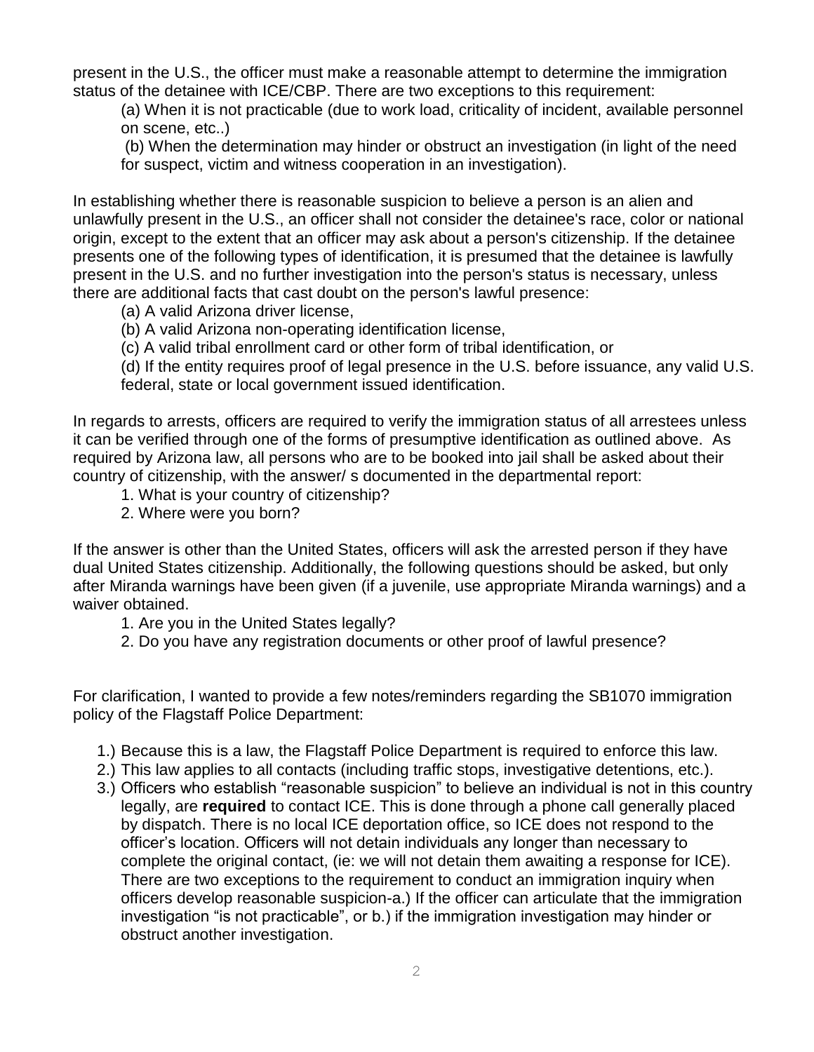present in the U.S., the officer must make a reasonable attempt to determine the immigration status of the detainee with ICE/CBP. There are two exceptions to this requirement:

(a) When it is not practicable (due to work load, criticality of incident, available personnel on scene, etc..)

(b) When the determination may hinder or obstruct an investigation (in light of the need for suspect, victim and witness cooperation in an investigation).

In establishing whether there is reasonable suspicion to believe a person is an alien and unlawfully present in the U.S., an officer shall not consider the detainee's race, color or national origin, except to the extent that an officer may ask about a person's citizenship. If the detainee presents one of the following types of identification, it is presumed that the detainee is lawfully present in the U.S. and no further investigation into the person's status is necessary, unless there are additional facts that cast doubt on the person's lawful presence:

(a) A valid Arizona driver license,

(b) A valid Arizona non-operating identification license,

(c) A valid tribal enrollment card or other form of tribal identification, or

(d) If the entity requires proof of legal presence in the U.S. before issuance, any valid U.S. federal, state or local government issued identification.

In regards to arrests, officers are required to verify the immigration status of all arrestees unless it can be verified through one of the forms of presumptive identification as outlined above. As required by Arizona law, all persons who are to be booked into jail shall be asked about their country of citizenship, with the answer/ s documented in the departmental report:

1. What is your country of citizenship?
2. Where were you born?

If the answer is other than the United States, officers will ask the arrested person if they have dual United States citizenship. Additionally, the following questions should be asked, but only after Miranda warnings have been given (if a juvenile, use appropriate Miranda warnings) and a waiver obtained.

1. Are you in the United States legally?
2. Do you have any registration documents or other proof of lawful presence?

For clarification, I wanted to provide a few notes/reminders regarding the SB1070 immigration policy of the Flagstaff Police Department:

1.) Because this is a law, the Flagstaff Police Department is required to enforce this law.

2.) This law applies to all contacts (including traffic stops, investigative detentions, etc.).

3.) Officers who establish “reasonable suspicion” to believe an individual is not in this country legally, are **required** to contact ICE. This is done through a phone call generally placed by dispatch. There is no local ICE deportation office, so ICE does not respond to the officer’s location. Officers will not detain individuals any longer than necessary to complete the original contact, (ie: we will not detain them awaiting a response for ICE). There are two exceptions to the requirement to conduct an immigration inquiry when officers develop reasonable suspicion-a.) If the officer can articulate that the immigration investigation “is not practicable”, or b.) if the immigration investigation may hinder or obstruct another investigation.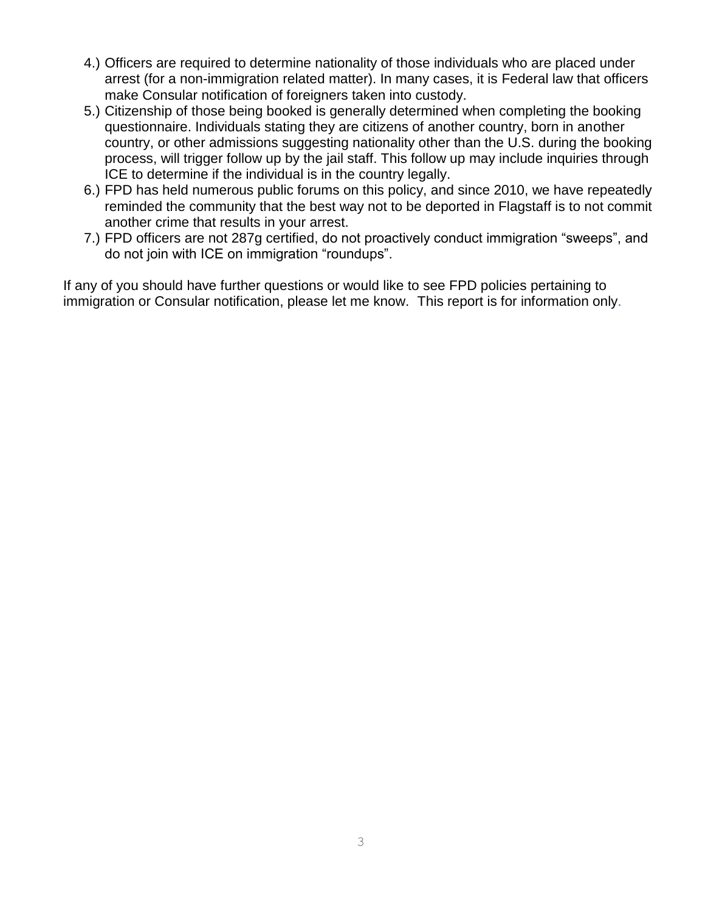4.) Officers are required to determine nationality of those individuals who are placed under arrest (for a non-immigration related matter). In many cases, it is Federal law that officers make Consular notification of foreigners taken into custody.

5.) Citizenship of those being booked is generally determined when completing the booking questionnaire. Individuals stating they are citizens of another country, born in another country, or other admissions suggesting nationality other than the U.S. during the booking process, will trigger follow up by the jail staff. This follow up may include inquiries through ICE to determine if the individual is in the country legally.

6.) FPD has held numerous public forums on this policy, and since 2010, we have repeatedly reminded the community that the best way not to be deported in Flagstaff is to not commit another crime that results in your arrest.

7.) FPD officers are not 287g certified, do not proactively conduct immigration "sweeps", and do not join with ICE on immigration "roundups".

If any of you should have further questions or would like to see FPD policies pertaining to immigration or Consular notification, please let me know. This report is for information only.